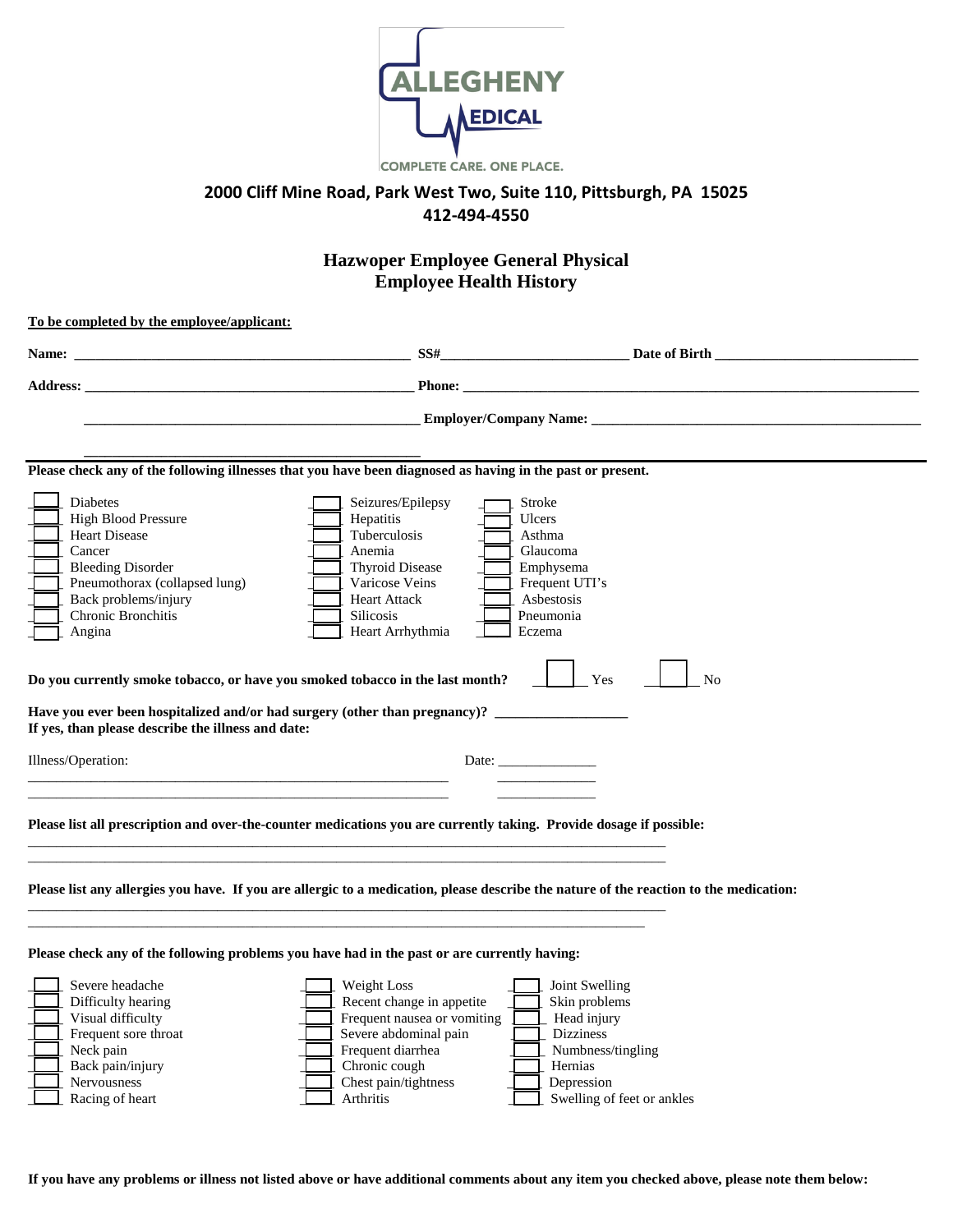ALLEGHENY MEDICAL

COMPLETE CARE. ONE PLACE.

**2000 Cliff Mine Road, Park West Two, Suite 110, Pittsburgh, PA 15025**
**412-494-4550**

## Hazwoper Employee General Physical
## Employee Health History

**To be completed by the employee/applicant:**

**Name:** ______________________________________________ **SS#**__________________________ **Date of Birth** ____________________________

**Address:** ______________________________________________ **Phone:** ______________________________________________________________

______________________________________________ **Employer/Company Name:** ______________________________________________

______________________________________________

**Please check any of the following illnesses that you have been diagnosed as having in the past or present.**

| | | |
|---|---|---|
| ☐ Diabetes | ☐ Seizures/Epilepsy | ☐ Stroke |
| ☐ High Blood Pressure | ☐ Hepatitis | ☐ Ulcers |
| ☐ Heart Disease | ☐ Tuberculosis | ☐ Asthma |
| ☐ Cancer | ☐ Anemia | ☐ Glaucoma |
| ☐ Bleeding Disorder | ☐ Thyroid Disease | ☐ Emphysema |
| ☐ Pneumothorax (collapsed lung) | ☐ Varicose Veins | ☐ Frequent UTI's |
| ☐ Back problems/injury | ☐ Heart Attack | ☐ Asbestosis |
| ☐ Chronic Bronchitis | ☐ Silicosis | ☐ Pneumonia |
| ☐ Angina | ☐ Heart Arrhythmia | ☐ Eczema |

**Do you currently smoke tobacco, or have you smoked tobacco in the last month?** ☐ Yes ☐ No

**Have you ever been hospitalized and/or had surgery (other than pregnancy)?** __________________
**If yes, than please describe the illness and date:**

Illness/Operation: Date: ______________

____________________________________________________________ ______________

____________________________________________________________ ______________

**Please list all prescription and over-the-counter medications you are currently taking. Provide dosage if possible:**

_____________________________________________________________________________________________

_____________________________________________________________________________________________

**Please list any allergies you have. If you are allergic to a medication, please describe the nature of the reaction to the medication:**

_____________________________________________________________________________________________

_____________________________________________________________________________________________

**Please check any of the following problems you have had in the past or are currently having:**

| | | |
|---|---|---|
| ☐ Severe headache | ☐ Weight Loss | ☐ Joint Swelling |
| ☐ Difficulty hearing | ☐ Recent change in appetite | ☐ Skin problems |
| ☐ Visual difficulty | ☐ Frequent nausea or vomiting | ☐ Head injury |
| ☐ Frequent sore throat | ☐ Severe abdominal pain | ☐ Dizziness |
| ☐ Neck pain | ☐ Frequent diarrhea | ☐ Numbness/tingling |
| ☐ Back pain/injury | ☐ Chronic cough | ☐ Hernias |
| ☐ Nervousness | ☐ Chest pain/tightness | ☐ Depression |
| ☐ Racing of heart | ☐ Arthritis | ☐ Swelling of feet or ankles |

**If you have any problems or illness not listed above or have additional comments about any item you checked above, please note them below:**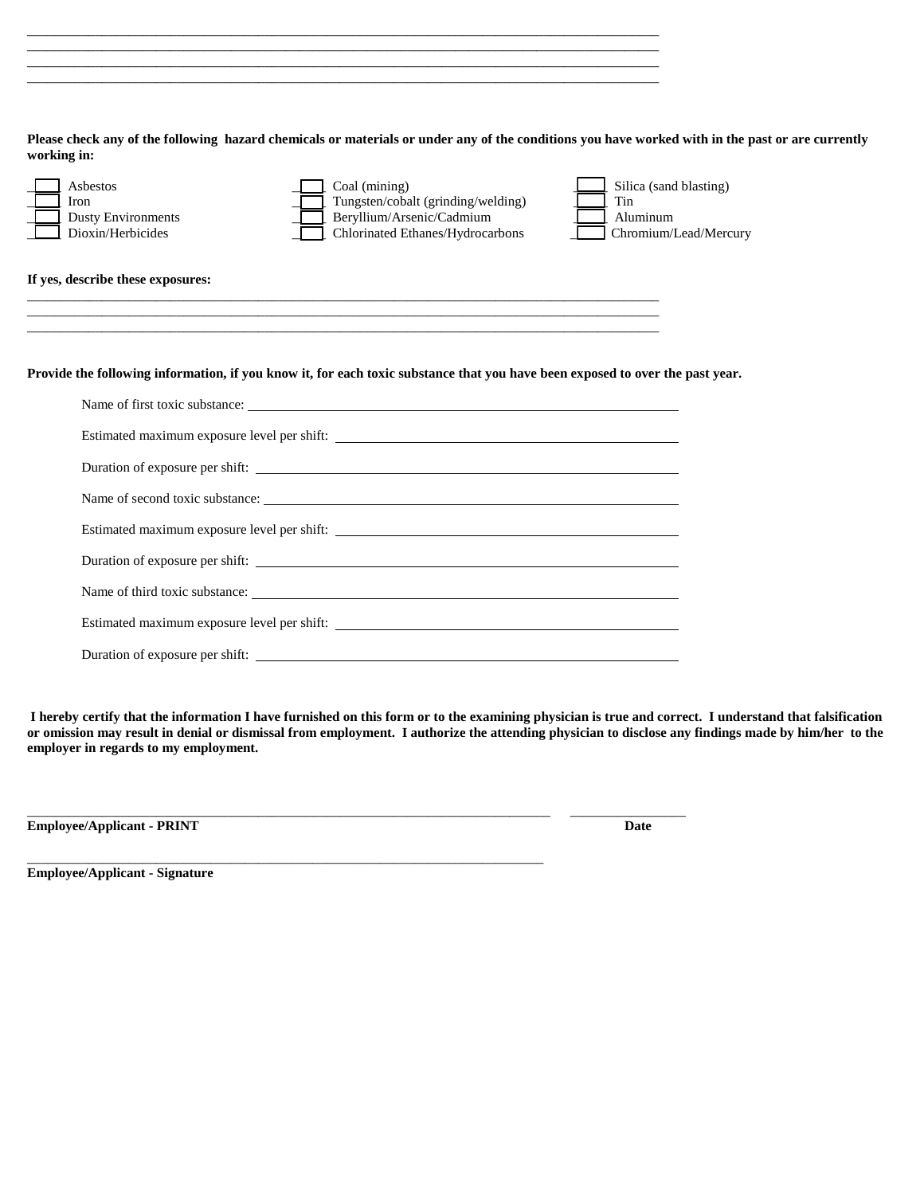\_\_\_\_\_\_\_\_\_\_\_\_\_\_\_\_\_\_\_\_\_\_\_\_\_\_\_\_\_\_\_\_\_\_\_\_\_\_\_\_\_\_\_\_\_\_\_\_\_\_\_\_\_\_\_\_\_\_\_\_\_\_\_\_\_\_\_\_\_\_\_\_\_\_\_\_\_\_\_\_
\_\_\_\_\_\_\_\_\_\_\_\_\_\_\_\_\_\_\_\_\_\_\_\_\_\_\_\_\_\_\_\_\_\_\_\_\_\_\_\_\_\_\_\_\_\_\_\_\_\_\_\_\_\_\_\_\_\_\_\_\_\_\_\_\_\_\_\_\_\_\_\_\_\_\_\_\_\_\_\_
\_\_\_\_\_\_\_\_\_\_\_\_\_\_\_\_\_\_\_\_\_\_\_\_\_\_\_\_\_\_\_\_\_\_\_\_\_\_\_\_\_\_\_\_\_\_\_\_\_\_\_\_\_\_\_\_\_\_\_\_\_\_\_\_\_\_\_\_\_\_\_\_\_\_\_\_\_\_\_\_
\_\_\_\_\_\_\_\_\_\_\_\_\_\_\_\_\_\_\_\_\_\_\_\_\_\_\_\_\_\_\_\_\_\_\_\_\_\_\_\_\_\_\_\_\_\_\_\_\_\_\_\_\_\_\_\_\_\_\_\_\_\_\_\_\_\_\_\_\_\_\_\_\_\_\_\_\_\_\_\_

**Please check any of the following hazard chemicals or materials or under any of the conditions you have worked with in the past or are currently working in:**

| | | |
|---|---|---|
| ☐ Asbestos | ☐ Coal (mining) | ☐ Silica (sand blasting) |
| ☐ Iron | ☐ Tungsten/cobalt (grinding/welding) | ☐ Tin |
| ☐ Dusty Environments | ☐ Beryllium/Arsenic/Cadmium | ☐ Aluminum |
| ☐ Dioxin/Herbicides | ☐ Chlorinated Ethanes/Hydrocarbons | ☐ Chromium/Lead/Mercury |

**If yes, describe these exposures:**

\_\_\_\_\_\_\_\_\_\_\_\_\_\_\_\_\_\_\_\_\_\_\_\_\_\_\_\_\_\_\_\_\_\_\_\_\_\_\_\_\_\_\_\_\_\_\_\_\_\_\_\_\_\_\_\_\_\_\_\_\_\_\_\_\_\_\_\_\_\_\_\_\_\_\_\_\_\_\_\_
\_\_\_\_\_\_\_\_\_\_\_\_\_\_\_\_\_\_\_\_\_\_\_\_\_\_\_\_\_\_\_\_\_\_\_\_\_\_\_\_\_\_\_\_\_\_\_\_\_\_\_\_\_\_\_\_\_\_\_\_\_\_\_\_\_\_\_\_\_\_\_\_\_\_\_\_\_\_\_\_
\_\_\_\_\_\_\_\_\_\_\_\_\_\_\_\_\_\_\_\_\_\_\_\_\_\_\_\_\_\_\_\_\_\_\_\_\_\_\_\_\_\_\_\_\_\_\_\_\_\_\_\_\_\_\_\_\_\_\_\_\_\_\_\_\_\_\_\_\_\_\_\_\_\_\_\_\_\_\_\_

**Provide the following information, if you know it, for each toxic substance that you have been exposed to over the past year.**

Name of first toxic substance: \_\_\_\_\_\_\_\_\_\_\_\_\_\_\_\_\_\_\_\_\_\_\_\_\_\_\_\_\_\_\_\_\_\_\_\_\_\_\_\_\_\_\_\_\_\_\_\_

Estimated maximum exposure level per shift: \_\_\_\_\_\_\_\_\_\_\_\_\_\_\_\_\_\_\_\_\_\_\_\_\_\_\_\_\_\_\_\_\_\_\_\_

Duration of exposure per shift: \_\_\_\_\_\_\_\_\_\_\_\_\_\_\_\_\_\_\_\_\_\_\_\_\_\_\_\_\_\_\_\_\_\_\_\_\_\_\_\_\_\_\_\_\_\_\_\_

Name of second toxic substance: \_\_\_\_\_\_\_\_\_\_\_\_\_\_\_\_\_\_\_\_\_\_\_\_\_\_\_\_\_\_\_\_\_\_\_\_\_\_\_\_\_\_\_\_\_\_\_\_

Estimated maximum exposure level per shift: \_\_\_\_\_\_\_\_\_\_\_\_\_\_\_\_\_\_\_\_\_\_\_\_\_\_\_\_\_\_\_\_\_\_\_\_

Duration of exposure per shift: \_\_\_\_\_\_\_\_\_\_\_\_\_\_\_\_\_\_\_\_\_\_\_\_\_\_\_\_\_\_\_\_\_\_\_\_\_\_\_\_\_\_\_\_\_\_\_\_

Name of third toxic substance: \_\_\_\_\_\_\_\_\_\_\_\_\_\_\_\_\_\_\_\_\_\_\_\_\_\_\_\_\_\_\_\_\_\_\_\_\_\_\_\_\_\_\_\_\_\_\_\_

Estimated maximum exposure level per shift: \_\_\_\_\_\_\_\_\_\_\_\_\_\_\_\_\_\_\_\_\_\_\_\_\_\_\_\_\_\_\_\_\_\_\_\_

Duration of exposure per shift: \_\_\_\_\_\_\_\_\_\_\_\_\_\_\_\_\_\_\_\_\_\_\_\_\_\_\_\_\_\_\_\_\_\_\_\_\_\_\_\_\_\_\_\_\_\_\_\_

**I hereby certify that the information I have furnished on this form or to the examining physician is true and correct. I understand that falsification or omission may result in denial or dismissal from employment. I authorize the attending physician to disclose any findings made by him/her to the employer in regards to my employment.**

\_\_\_\_\_\_\_\_\_\_\_\_\_\_\_\_\_\_\_\_\_\_\_\_\_\_\_\_\_\_\_\_\_\_\_\_\_\_\_\_\_\_\_\_\_\_\_\_\_\_\_\_\_\_\_\_\_\_\_\_ \_\_\_\_\_\_\_\_\_\_\_\_\_\_\_\_
**Employee/Applicant - PRINT** **Date**

\_\_\_\_\_\_\_\_\_\_\_\_\_\_\_\_\_\_\_\_\_\_\_\_\_\_\_\_\_\_\_\_\_\_\_\_\_\_\_\_\_\_\_\_\_\_\_\_\_\_\_\_\_\_\_\_\_\_\_\_
**Employee/Applicant - Signature**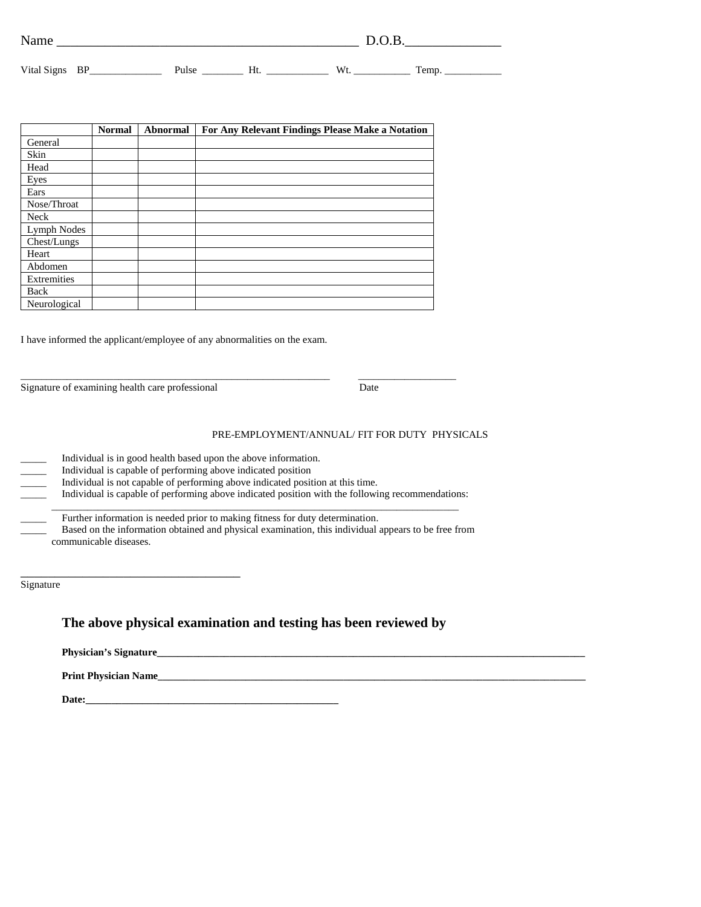Name ____________________________________________ D.O.B.______________

Vital Signs BP______________ Pulse ________ Ht. ____________ Wt. ___________ Temp. ___________

| | Normal | Abnormal | For Any Relevant Findings Please Make a Notation |
|---|---|---|---|
| General | | | |
| Skin | | | |
| Head | | | |
| Eyes | | | |
| Ears | | | |
| Nose/Throat | | | |
| Neck | | | |
| Lymph Nodes | | | |
| Chest/Lungs | | | |
| Heart | | | |
| Abdomen | | | |
| Extremities | | | |
| Back | | | |
| Neurological | | | |

I have informed the applicant/employee of any abnormalities on the exam.

_____________________________________________________________ ___________________

Signature of examining health care professional Date

PRE-EMPLOYMENT/ANNUAL/ FIT FOR DUTY PHYSICALS

_____ Individual is in good health based upon the above information.

_____ Individual is capable of performing above indicated position

_____ Individual is not capable of performing above indicated position at this time.

_____ Individual is capable of performing above indicated position with the following recommendations:

________________________________________________________________________________

_____ Further information is needed prior to making fitness for duty determination.

_____ Based on the information obtained and physical examination, this individual appears to be free from communicable diseases.

_________________________________________

Signature

## The above physical examination and testing has been reviewed by

**Physician's Signature**_____________________________________________________________________________________

**Print Physician Name**_____________________________________________________________________________________

**Date:**__________________________________________________